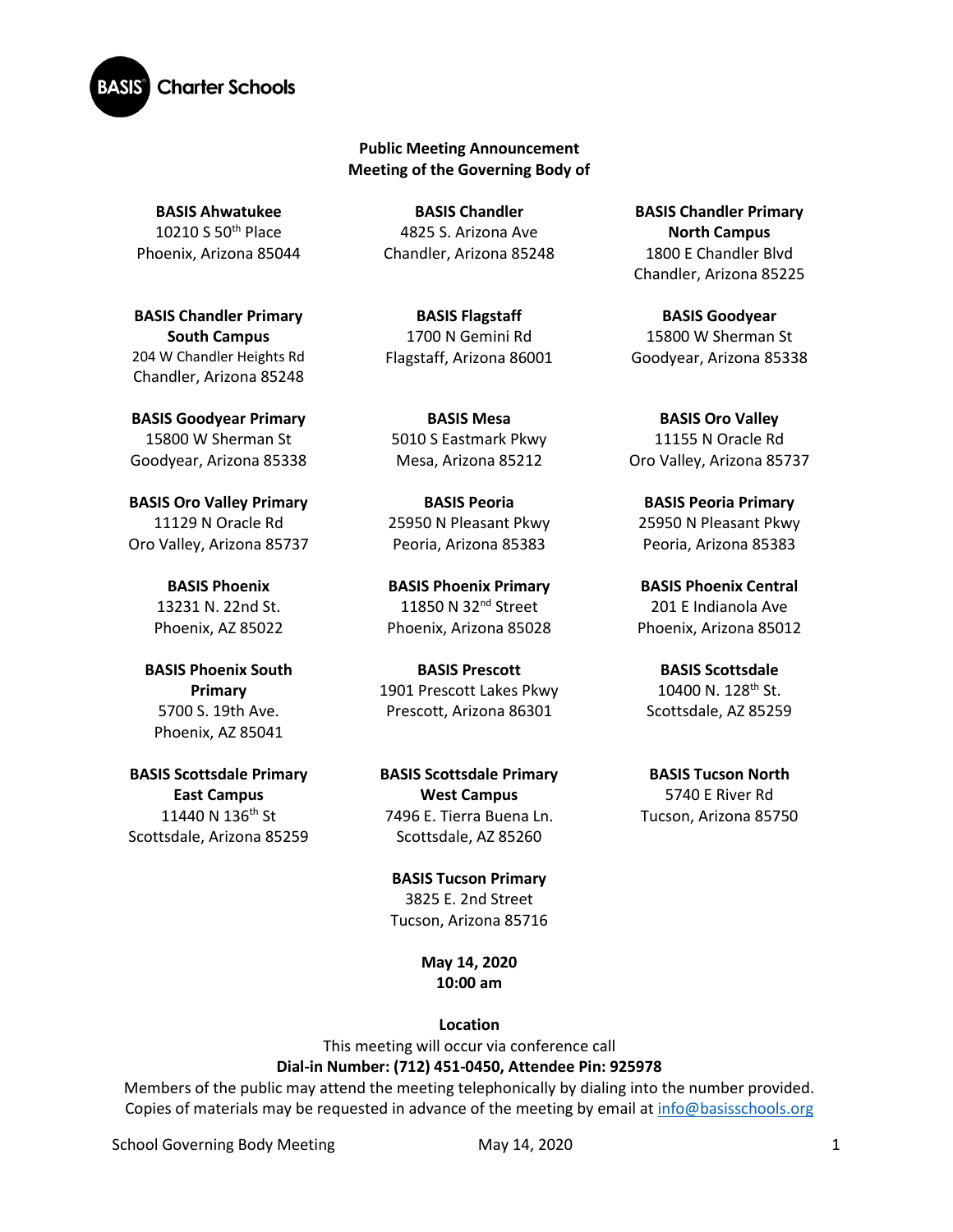BASIS Charter Schools

**Public Meeting Announcement**
**Meeting of the Governing Body of**

**BASIS Ahwatukee**
10210 S 50th Place
Phoenix, Arizona 85044

**BASIS Chandler**
4825 S. Arizona Ave
Chandler, Arizona 85248

**BASIS Chandler Primary North Campus**
1800 E Chandler Blvd
Chandler, Arizona 85225

**BASIS Chandler Primary South Campus**
204 W Chandler Heights Rd
Chandler, Arizona 85248

**BASIS Flagstaff**
1700 N Gemini Rd
Flagstaff, Arizona 86001

**BASIS Goodyear**
15800 W Sherman St
Goodyear, Arizona 85338

**BASIS Goodyear Primary**
15800 W Sherman St
Goodyear, Arizona 85338

**BASIS Mesa**
5010 S Eastmark Pkwy
Mesa, Arizona 85212

**BASIS Oro Valley**
11155 N Oracle Rd
Oro Valley, Arizona 85737

**BASIS Oro Valley Primary**
11129 N Oracle Rd
Oro Valley, Arizona 85737

**BASIS Peoria**
25950 N Pleasant Pkwy
Peoria, Arizona 85383

**BASIS Peoria Primary**
25950 N Pleasant Pkwy
Peoria, Arizona 85383

**BASIS Phoenix**
13231 N. 22nd St.
Phoenix, AZ 85022

**BASIS Phoenix Primary**
11850 N 32nd Street
Phoenix, Arizona 85028

**BASIS Phoenix Central**
201 E Indianola Ave
Phoenix, Arizona 85012

**BASIS Phoenix South Primary**
5700 S. 19th Ave.
Phoenix, AZ 85041

**BASIS Prescott**
1901 Prescott Lakes Pkwy
Prescott, Arizona 86301

**BASIS Scottsdale**
10400 N. 128th St.
Scottsdale, AZ 85259

**BASIS Scottsdale Primary East Campus**
11440 N 136th St
Scottsdale, Arizona 85259

**BASIS Scottsdale Primary West Campus**
7496 E. Tierra Buena Ln.
Scottsdale, AZ 85260

**BASIS Tucson North**
5740 E River Rd
Tucson, Arizona 85750

**BASIS Tucson Primary**
3825 E. 2nd Street
Tucson, Arizona 85716

**May 14, 2020**
**10:00 am**

**Location**

This meeting will occur via conference call

**Dial-in Number: (712) 451-0450, Attendee Pin: 925978**

Members of the public may attend the meeting telephonically by dialing into the number provided. Copies of materials may be requested in advance of the meeting by email at info@basisschools.org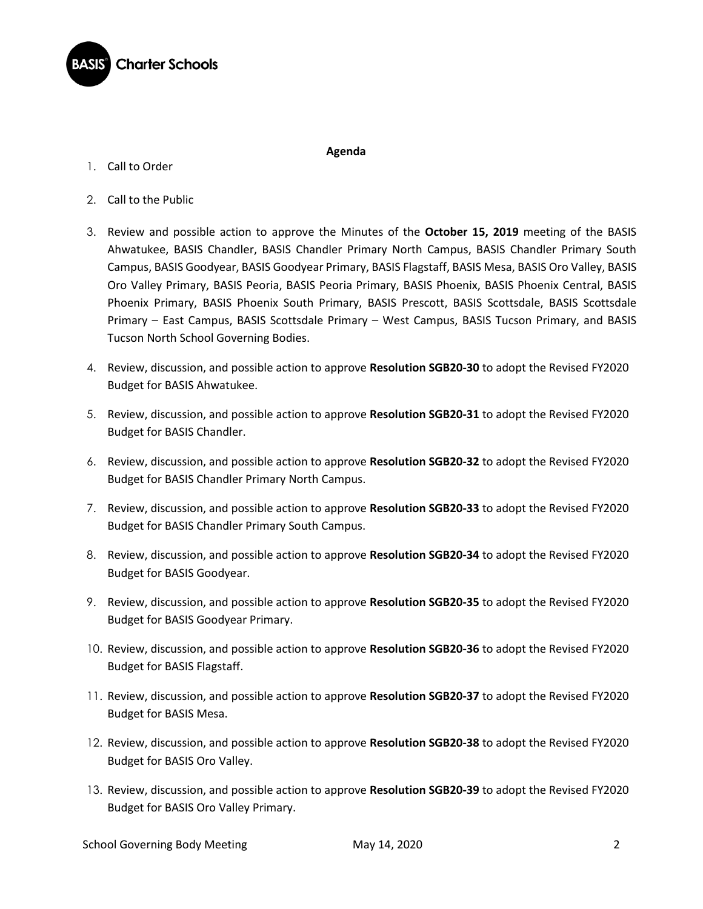**Agenda**

1. Call to Order
2. Call to the Public
3. Review and possible action to approve the Minutes of the **October 15, 2019** meeting of the BASIS Ahwatukee, BASIS Chandler, BASIS Chandler Primary North Campus, BASIS Chandler Primary South Campus, BASIS Goodyear, BASIS Goodyear Primary, BASIS Flagstaff, BASIS Mesa, BASIS Oro Valley, BASIS Oro Valley Primary, BASIS Peoria, BASIS Peoria Primary, BASIS Phoenix, BASIS Phoenix Central, BASIS Phoenix Primary, BASIS Phoenix South Primary, BASIS Prescott, BASIS Scottsdale, BASIS Scottsdale Primary – East Campus, BASIS Scottsdale Primary – West Campus, BASIS Tucson Primary, and BASIS Tucson North School Governing Bodies.
4. Review, discussion, and possible action to approve **Resolution SGB20-30** to adopt the Revised FY2020 Budget for BASIS Ahwatukee.
5. Review, discussion, and possible action to approve **Resolution SGB20-31** to adopt the Revised FY2020 Budget for BASIS Chandler.
6. Review, discussion, and possible action to approve **Resolution SGB20-32** to adopt the Revised FY2020 Budget for BASIS Chandler Primary North Campus.
7. Review, discussion, and possible action to approve **Resolution SGB20-33** to adopt the Revised FY2020 Budget for BASIS Chandler Primary South Campus.
8. Review, discussion, and possible action to approve **Resolution SGB20-34** to adopt the Revised FY2020 Budget for BASIS Goodyear.
9. Review, discussion, and possible action to approve **Resolution SGB20-35** to adopt the Revised FY2020 Budget for BASIS Goodyear Primary.
10. Review, discussion, and possible action to approve **Resolution SGB20-36** to adopt the Revised FY2020 Budget for BASIS Flagstaff.
11. Review, discussion, and possible action to approve **Resolution SGB20-37** to adopt the Revised FY2020 Budget for BASIS Mesa.
12. Review, discussion, and possible action to approve **Resolution SGB20-38** to adopt the Revised FY2020 Budget for BASIS Oro Valley.
13. Review, discussion, and possible action to approve **Resolution SGB20-39** to adopt the Revised FY2020 Budget for BASIS Oro Valley Primary.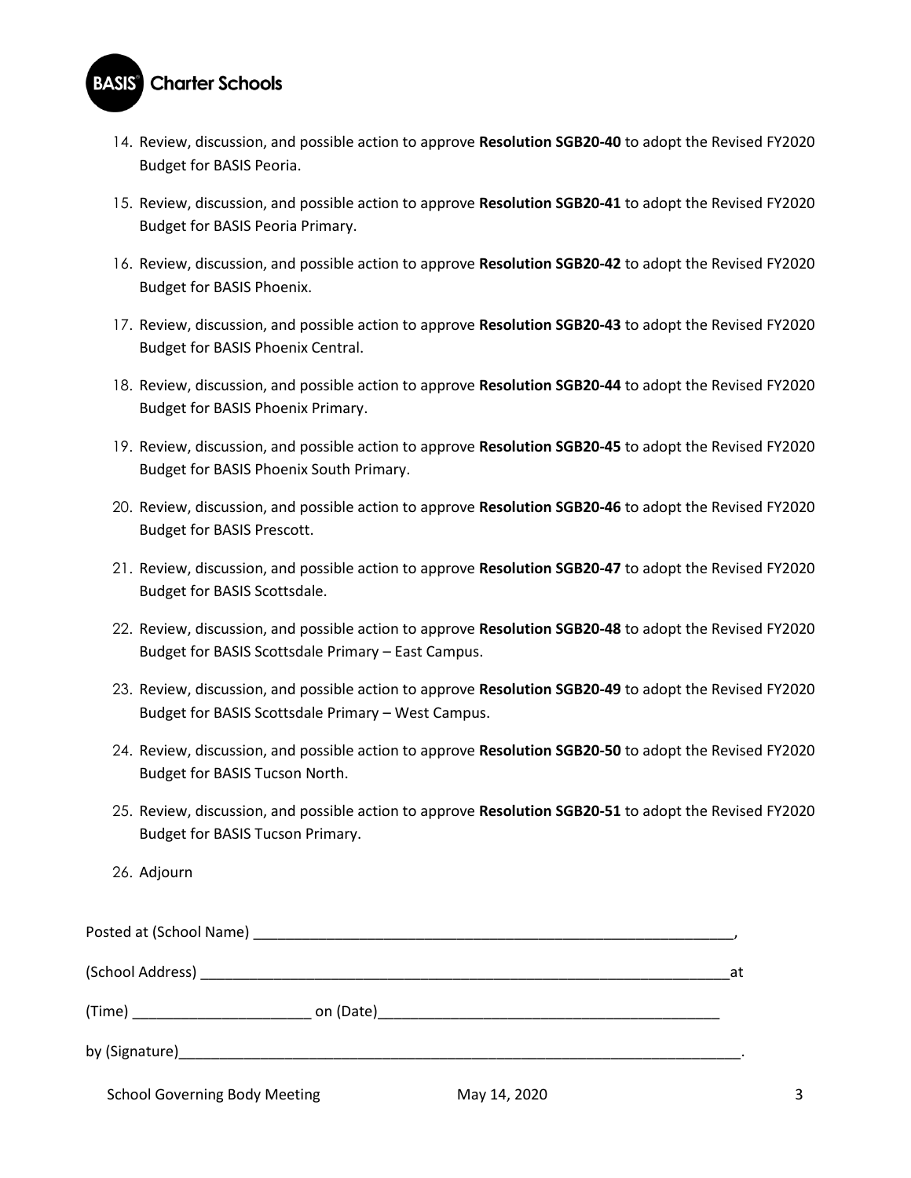14. Review, discussion, and possible action to approve **Resolution SGB20-40** to adopt the Revised FY2020 Budget for BASIS Peoria.
15. Review, discussion, and possible action to approve **Resolution SGB20-41** to adopt the Revised FY2020 Budget for BASIS Peoria Primary.
16. Review, discussion, and possible action to approve **Resolution SGB20-42** to adopt the Revised FY2020 Budget for BASIS Phoenix.
17. Review, discussion, and possible action to approve **Resolution SGB20-43** to adopt the Revised FY2020 Budget for BASIS Phoenix Central.
18. Review, discussion, and possible action to approve **Resolution SGB20-44** to adopt the Revised FY2020 Budget for BASIS Phoenix Primary.
19. Review, discussion, and possible action to approve **Resolution SGB20-45** to adopt the Revised FY2020 Budget for BASIS Phoenix South Primary.
20. Review, discussion, and possible action to approve **Resolution SGB20-46** to adopt the Revised FY2020 Budget for BASIS Prescott.
21. Review, discussion, and possible action to approve **Resolution SGB20-47** to adopt the Revised FY2020 Budget for BASIS Scottsdale.
22. Review, discussion, and possible action to approve **Resolution SGB20-48** to adopt the Revised FY2020 Budget for BASIS Scottsdale Primary – East Campus.
23. Review, discussion, and possible action to approve **Resolution SGB20-49** to adopt the Revised FY2020 Budget for BASIS Scottsdale Primary – West Campus.
24. Review, discussion, and possible action to approve **Resolution SGB20-50** to adopt the Revised FY2020 Budget for BASIS Tucson North.
25. Review, discussion, and possible action to approve **Resolution SGB20-51** to adopt the Revised FY2020 Budget for BASIS Tucson Primary.
26. Adjourn

Posted at (School Name) ______________________________________________________________,

(School Address) ___________________________________________________________________at

(Time) _____________________ on (Date)__________________________________________

by (Signature)_______________________________________________________________________.